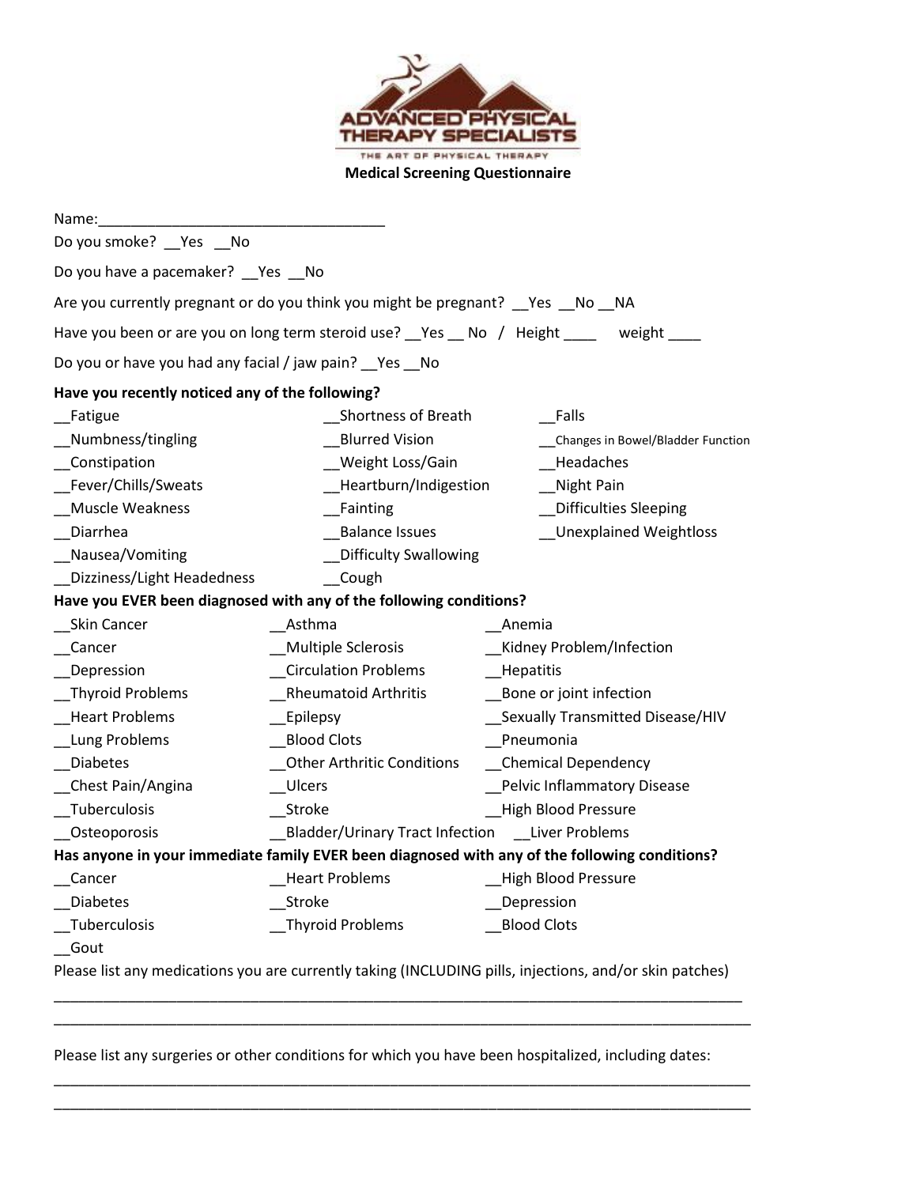ADVANCED PHYSICAL THERAPY SPECIALISTS

THE ART OF PHYSICAL THERAPY

**Medical Screening Questionnaire**

Name:___________________________________

Do you smoke? __Yes __No

Do you have a pacemaker? __Yes __No

Are you currently pregnant or do you think you might be pregnant? __Yes __No __NA

Have you been or are you on long term steroid use? __Yes __ No / Height ____ weight ____

Do you or have you had any facial / jaw pain? __Yes __No

**Have you recently noticed any of the following?**

| | | |
|---|---|---|
| __Fatigue | __Shortness of Breath | __Falls |
| __Numbness/tingling | __Blurred Vision | __Changes in Bowel/Bladder Function |
| __Constipation | __Weight Loss/Gain | __Headaches |
| __Fever/Chills/Sweats | __Heartburn/Indigestion | __Night Pain |
| __Muscle Weakness | __Fainting | __Difficulties Sleeping |
| __Diarrhea | __Balance Issues | __Unexplained Weightloss |
| __Nausea/Vomiting | __Difficulty Swallowing | |
| __Dizziness/Light Headedness | __Cough | |

**Have you EVER been diagnosed with any of the following conditions?**

| | | |
|---|---|---|
| __Skin Cancer | __Asthma | __Anemia |
| __Cancer | __Multiple Sclerosis | __Kidney Problem/Infection |
| __Depression | __Circulation Problems | __Hepatitis |
| __Thyroid Problems | __Rheumatoid Arthritis | __Bone or joint infection |
| __Heart Problems | __Epilepsy | __Sexually Transmitted Disease/HIV |
| __Lung Problems | __Blood Clots | __Pneumonia |
| __Diabetes | __Other Arthritic Conditions | __Chemical Dependency |
| __Chest Pain/Angina | __Ulcers | __Pelvic Inflammatory Disease |
| __Tuberculosis | __Stroke | __High Blood Pressure |
| __Osteoporosis | __Bladder/Urinary Tract Infection | __Liver Problems |

**Has anyone in your immediate family EVER been diagnosed with any of the following conditions?**

| | | |
|---|---|---|
| __Cancer | __Heart Problems | __High Blood Pressure |
| __Diabetes | __Stroke | __Depression |
| __Tuberculosis | __Thyroid Problems | __Blood Clots |
| __Gout | | |

Please list any medications you are currently taking (INCLUDING pills, injections, and/or skin patches)

_____________________________________________________________________________________

_____________________________________________________________________________________

Please list any surgeries or other conditions for which you have been hospitalized, including dates:

_____________________________________________________________________________________

_____________________________________________________________________________________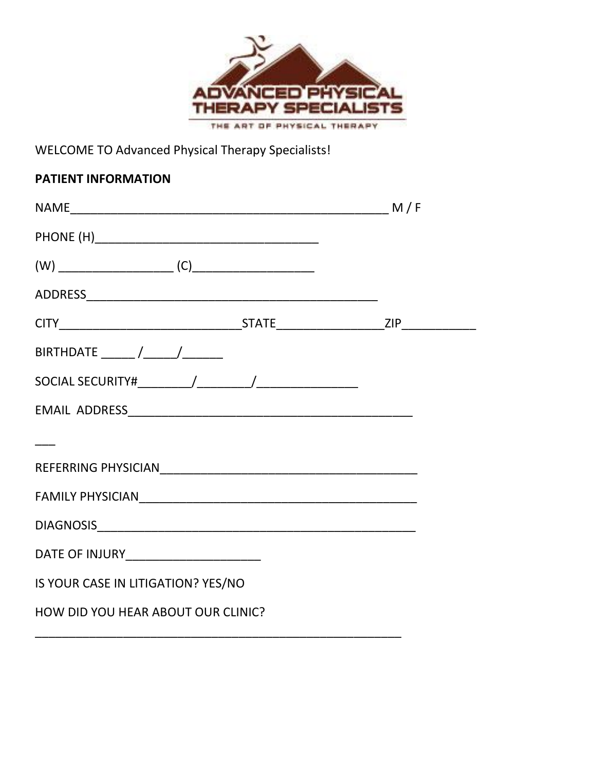WELCOME TO Advanced Physical Therapy Specialists!

**PATIENT INFORMATION**

NAME_______________________________________________ M / F

PHONE (H)_________________________________

(W) ________________ (C)_________________

ADDRESS___________________________________________

CITY___________________________STATE_______________ZIP__________

BIRTHDATE _____ /_____/______

SOCIAL SECURITY#________/________/_______________

EMAIL ADDRESS__________________________________________

___

REFERRING PHYSICIAN_______________________________________

FAMILY PHYSICIAN__________________________________________

DIAGNOSIS_______________________________________________

DATE OF INJURY____________________

IS YOUR CASE IN LITIGATION? YES/NO

HOW DID YOU HEAR ABOUT OUR CLINIC?

_______________________________________________________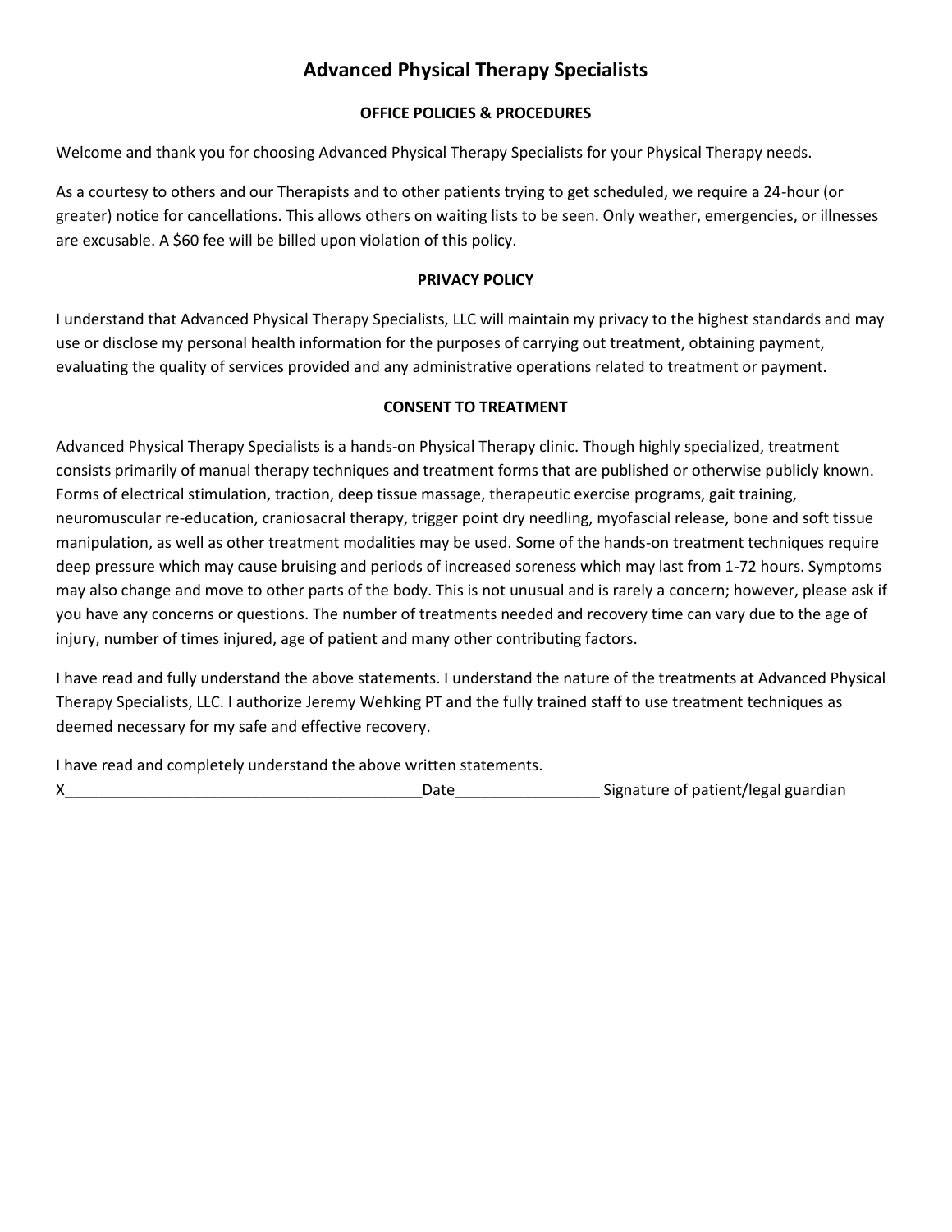# Advanced Physical Therapy Specialists

## OFFICE POLICIES & PROCEDURES

Welcome and thank you for choosing Advanced Physical Therapy Specialists for your Physical Therapy needs.

As a courtesy to others and our Therapists and to other patients trying to get scheduled, we require a 24-hour (or greater) notice for cancellations. This allows others on waiting lists to be seen. Only weather, emergencies, or illnesses are excusable. A $60 fee will be billed upon violation of this policy.

## PRIVACY POLICY

I understand that Advanced Physical Therapy Specialists, LLC will maintain my privacy to the highest standards and may use or disclose my personal health information for the purposes of carrying out treatment, obtaining payment, evaluating the quality of services provided and any administrative operations related to treatment or payment.

## CONSENT TO TREATMENT

Advanced Physical Therapy Specialists is a hands-on Physical Therapy clinic. Though highly specialized, treatment consists primarily of manual therapy techniques and treatment forms that are published or otherwise publicly known. Forms of electrical stimulation, traction, deep tissue massage, therapeutic exercise programs, gait training, neuromuscular re-education, craniosacral therapy, trigger point dry needling, myofascial release, bone and soft tissue manipulation, as well as other treatment modalities may be used. Some of the hands-on treatment techniques require deep pressure which may cause bruising and periods of increased soreness which may last from 1-72 hours. Symptoms may also change and move to other parts of the body. This is not unusual and is rarely a concern; however, please ask if you have any concerns or questions. The number of treatments needed and recovery time can vary due to the age of injury, number of times injured, age of patient and many other contributing factors.

I have read and fully understand the above statements. I understand the nature of the treatments at Advanced Physical Therapy Specialists, LLC. I authorize Jeremy Wehking PT and the fully trained staff to use treatment techniques as deemed necessary for my safe and effective recovery.

I have read and completely understand the above written statements.

X__________________________________________Date_________________ Signature of patient/legal guardian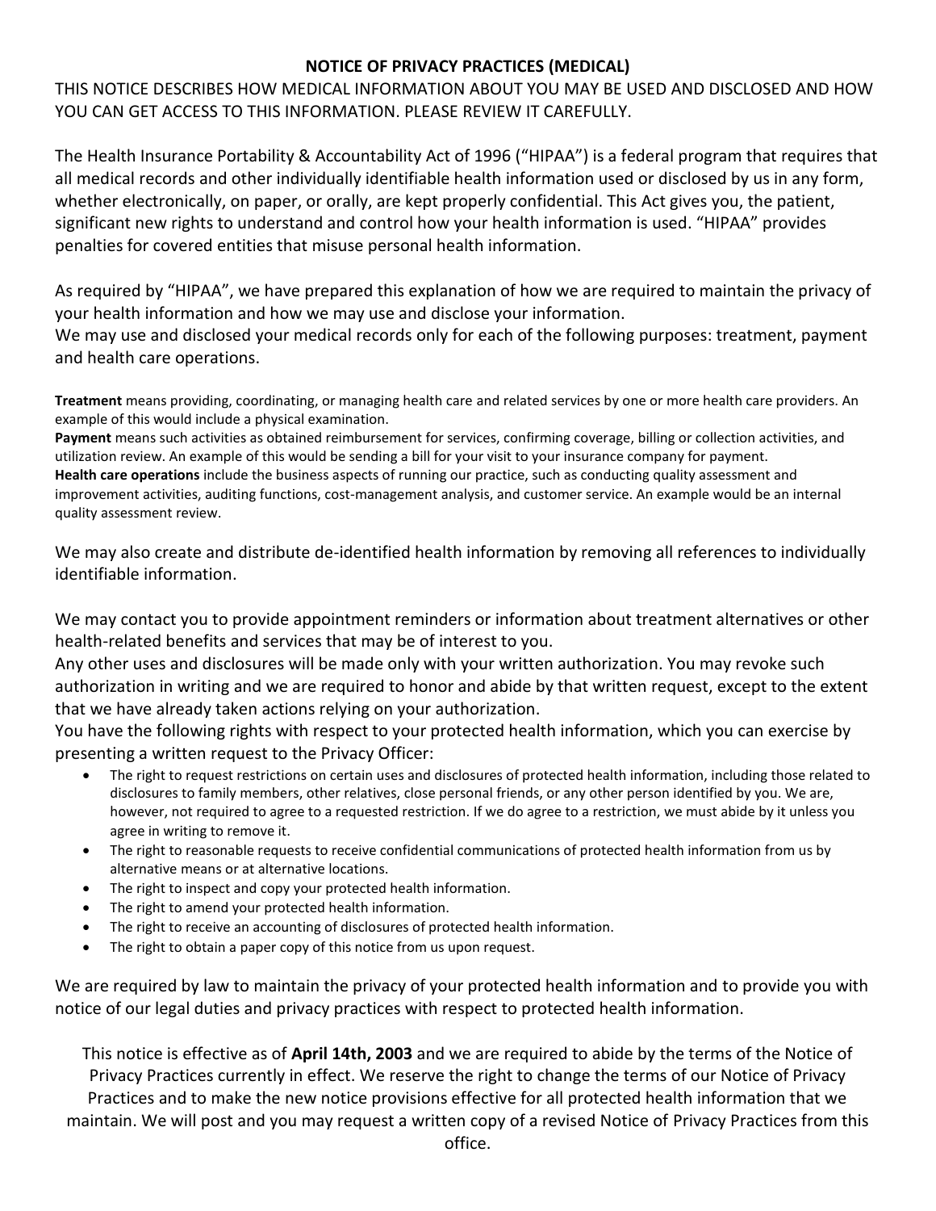**NOTICE OF PRIVACY PRACTICES (MEDICAL)**

THIS NOTICE DESCRIBES HOW MEDICAL INFORMATION ABOUT YOU MAY BE USED AND DISCLOSED AND HOW YOU CAN GET ACCESS TO THIS INFORMATION. PLEASE REVIEW IT CAREFULLY.

The Health Insurance Portability & Accountability Act of 1996 ("HIPAA") is a federal program that requires that all medical records and other individually identifiable health information used or disclosed by us in any form, whether electronically, on paper, or orally, are kept properly confidential. This Act gives you, the patient, significant new rights to understand and control how your health information is used. "HIPAA" provides penalties for covered entities that misuse personal health information.

As required by "HIPAA", we have prepared this explanation of how we are required to maintain the privacy of your health information and how we may use and disclose your information.
We may use and disclosed your medical records only for each of the following purposes: treatment, payment and health care operations.

**Treatment** means providing, coordinating, or managing health care and related services by one or more health care providers. An example of this would include a physical examination.
**Payment** means such activities as obtained reimbursement for services, confirming coverage, billing or collection activities, and utilization review. An example of this would be sending a bill for your visit to your insurance company for payment.
**Health care operations** include the business aspects of running our practice, such as conducting quality assessment and improvement activities, auditing functions, cost-management analysis, and customer service. An example would be an internal quality assessment review.

We may also create and distribute de-identified health information by removing all references to individually identifiable information.

We may contact you to provide appointment reminders or information about treatment alternatives or other health-related benefits and services that may be of interest to you.
Any other uses and disclosures will be made only with your written authorization. You may revoke such authorization in writing and we are required to honor and abide by that written request, except to the extent that we have already taken actions relying on your authorization.
You have the following rights with respect to your protected health information, which you can exercise by presenting a written request to the Privacy Officer:

- The right to request restrictions on certain uses and disclosures of protected health information, including those related to disclosures to family members, other relatives, close personal friends, or any other person identified by you. We are, however, not required to agree to a requested restriction. If we do agree to a restriction, we must abide by it unless you agree in writing to remove it.
- The right to reasonable requests to receive confidential communications of protected health information from us by alternative means or at alternative locations.
- The right to inspect and copy your protected health information.
- The right to amend your protected health information.
- The right to receive an accounting of disclosures of protected health information.
- The right to obtain a paper copy of this notice from us upon request.

We are required by law to maintain the privacy of your protected health information and to provide you with notice of our legal duties and privacy practices with respect to protected health information.

This notice is effective as of **April 14th, 2003** and we are required to abide by the terms of the Notice of Privacy Practices currently in effect. We reserve the right to change the terms of our Notice of Privacy Practices and to make the new notice provisions effective for all protected health information that we maintain. We will post and you may request a written copy of a revised Notice of Privacy Practices from this office.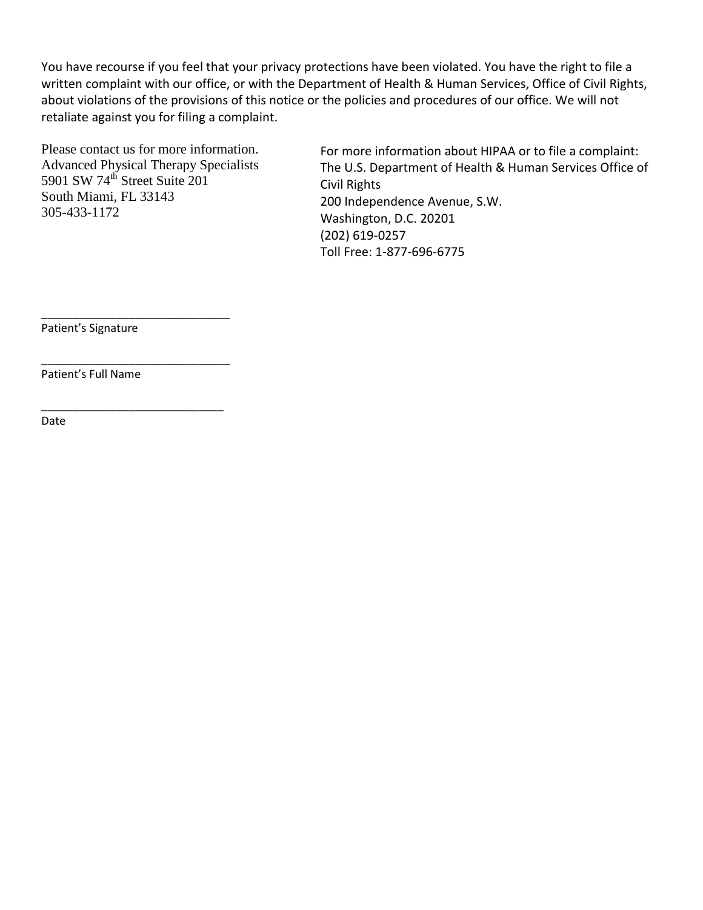You have recourse if you feel that your privacy protections have been violated. You have the right to file a written complaint with our office, or with the Department of Health & Human Services, Office of Civil Rights, about violations of the provisions of this notice or the policies and procedures of our office. We will not retaliate against you for filing a complaint.

Please contact us for more information.
Advanced Physical Therapy Specialists
5901 SW 74th Street Suite 201
South Miami, FL 33143
305-433-1172

For more information about HIPAA or to file a complaint:
The U.S. Department of Health & Human Services Office of Civil Rights
200 Independence Avenue, S.W.
Washington, D.C. 20201
(202) 619-0257
Toll Free: 1-877-696-6775

_____________________________
Patient's Signature

_____________________________
Patient's Full Name

_____________________________
Date